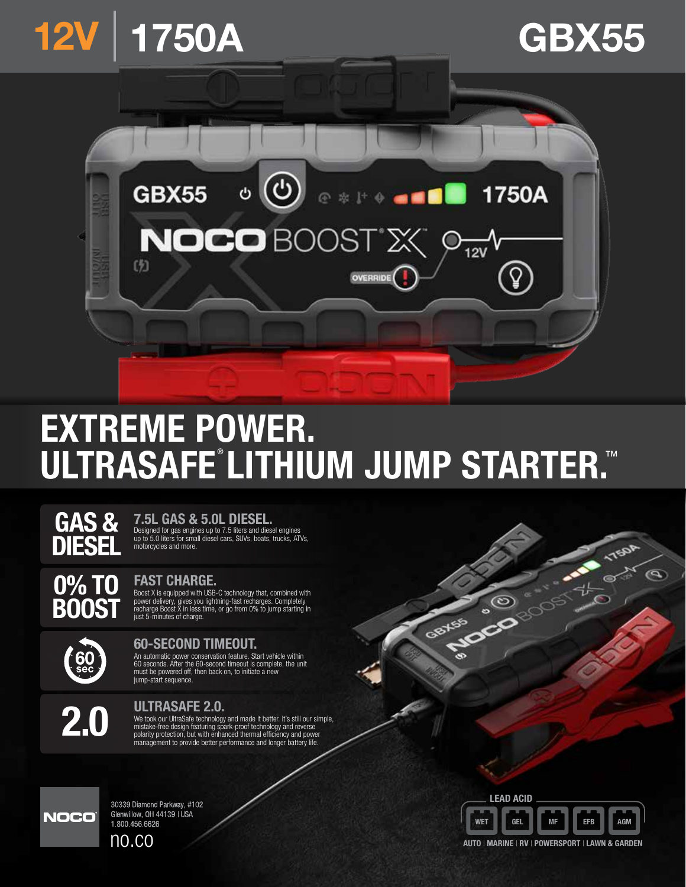# 12V | 1750A GBX55

# EXTREME POWER. ULTRASAFE® LITHIUM JUMP STARTER.™

## GAS & DIESEL

### 7.5L GAS & 5.0L DIESEL.

Designed for gas engines up to 7.5 liters and diesel engines up to 5.0 liters for small diesel cars, SUVs, boats, trucks, ATVs, motorcycles and more.

## 0% TO BOOST

### FAST CHARGE.

Boost X is equipped with USB-C technology that, combined with power delivery, gives you lightning-fast recharges. Completely recharge Boost X in less time, or go from 0% to jump starting in just 5-minutes of charge.

## 60 sec

### 60-SECOND TIMEOUT.

An automatic power conservation feature. Start vehicle within 60 seconds. After the 60-second timeout is complete, the unit must be powered off, then back on, to initiate a new jump-start sequence.

## 2.0

### ULTRASAFE 2.0.

We took our UltraSafe technology and made it better. It's still our simple, mistake-free design featuring spark-proof technology and reverse polarity protection, but with enhanced thermal efficiency and power management to provide better performance and longer battery life.

NOCO

30339 Diamond Parkway, #102
Glenwillow, OH 44139 | USA
1.800.456.6626

no.co

LEAD ACID

WET | GEL | MF | EFB | AGM

AUTO | MARINE | RV | POWERSPORT | LAWN & GARDEN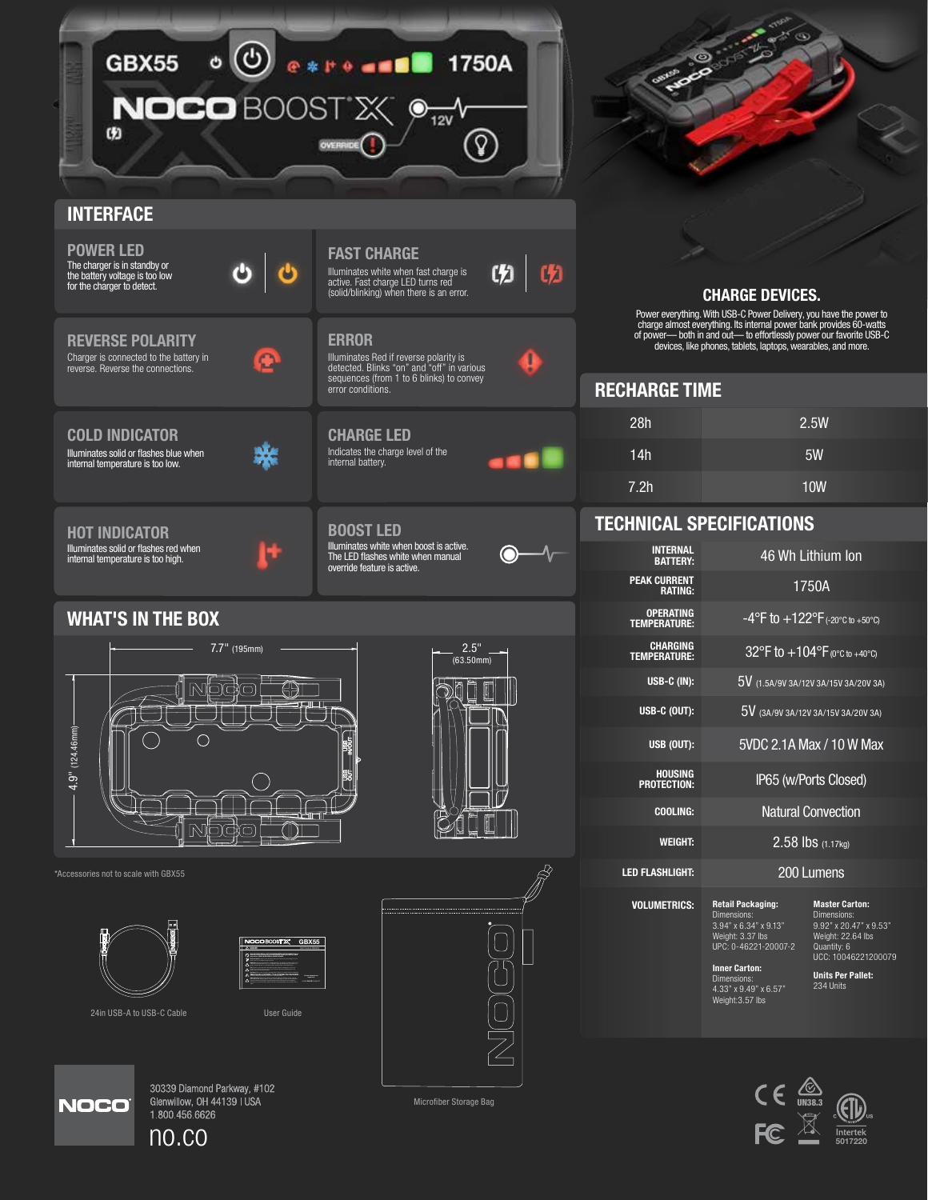## INTERFACE

### POWER LED
The charger is in standby or the battery voltage is too low for the charger to detect.

### FAST CHARGE
Illuminates white when fast charge is active. Fast charge LED turns red (solid/blinking) when there is an error.

### REVERSE POLARITY
Charger is connected to the battery in reverse. Reverse the connections.

### ERROR
Illuminates Red if reverse polarity is detected. Blinks "on" and "off" in various sequences (from 1 to 6 blinks) to convey error conditions.

### COLD INDICATOR
Illuminates solid or flashes blue when internal temperature is too low.

### CHARGE LED
Indicates the charge level of the internal battery.

### HOT INDICATOR
Illuminates solid or flashes red when internal temperature is too high.

### BOOST LED
Illuminates white when boost is active. The LED flashes white when manual override feature is active.

## WHAT'S IN THE BOX

7.7" (195mm)

4.9" (124.46mm)

2.5" (63.50mm)

*Accessories not to scale with GBX55

24in USB-A to USB-C Cable

User Guide

Microfiber Storage Bag

## CHARGE DEVICES.

Power everything. With USB-C Power Delivery, you have the power to charge almost everything. Its internal power bank provides 60-watts of power— both in and out— to effortlessly power our favorite USB-C devices, like phones, tablets, laptops, wearables, and more.

## RECHARGE TIME

| | |
|---|---|
| 28h | 2.5W |
| 14h | 5W |
| 7.2h | 10W |

## TECHNICAL SPECIFICATIONS

| | |
|---|---|
| INTERNAL BATTERY: | 46 Wh Lithium Ion |
| PEAK CURRENT RATING: | 1750A |
| OPERATING TEMPERATURE: | -4°F to +122°F (-20°C to +50°C) |
| CHARGING TEMPERATURE: | 32°F to +104°F (0°C to +40°C) |
| USB-C (IN): | 5V (1.5A/9V 3A/12V 3A/15V 3A/20V 3A) |
| USB-C (OUT): | 5V (3A/9V 3A/12V 3A/15V 3A/20V 3A) |
| USB (OUT): | 5VDC 2.1A Max / 10 W Max |
| HOUSING PROTECTION: | IP65 (w/Ports Closed) |
| COOLING: | Natural Convection |
| WEIGHT: | 2.58 lbs (1.17kg) |
| LED FLASHLIGHT: | 200 Lumens |
| VOLUMETRICS: | **Retail Packaging:** Dimensions: 3.94" x 6.34" x 9.13" Weight: 3.37 lbs UPC: 0-46221-20007-2<br>**Inner Carton:** Dimensions: 4.33" x 9.49" x 6.57" Weight:3.57 lbs<br>**Master Carton:** Dimensions: 9.92" x 20.47" x 9.53" Weight: 22.64 lbs Quantity: 6 UCC: 10046221200079<br>**Units Per Pallet:** 234 Units |

NOCO

30339 Diamond Parkway, #102
Glenwillow, OH 44139 | USA
1.800.456.6626

no.co

UN38.3

Intertek 5017220